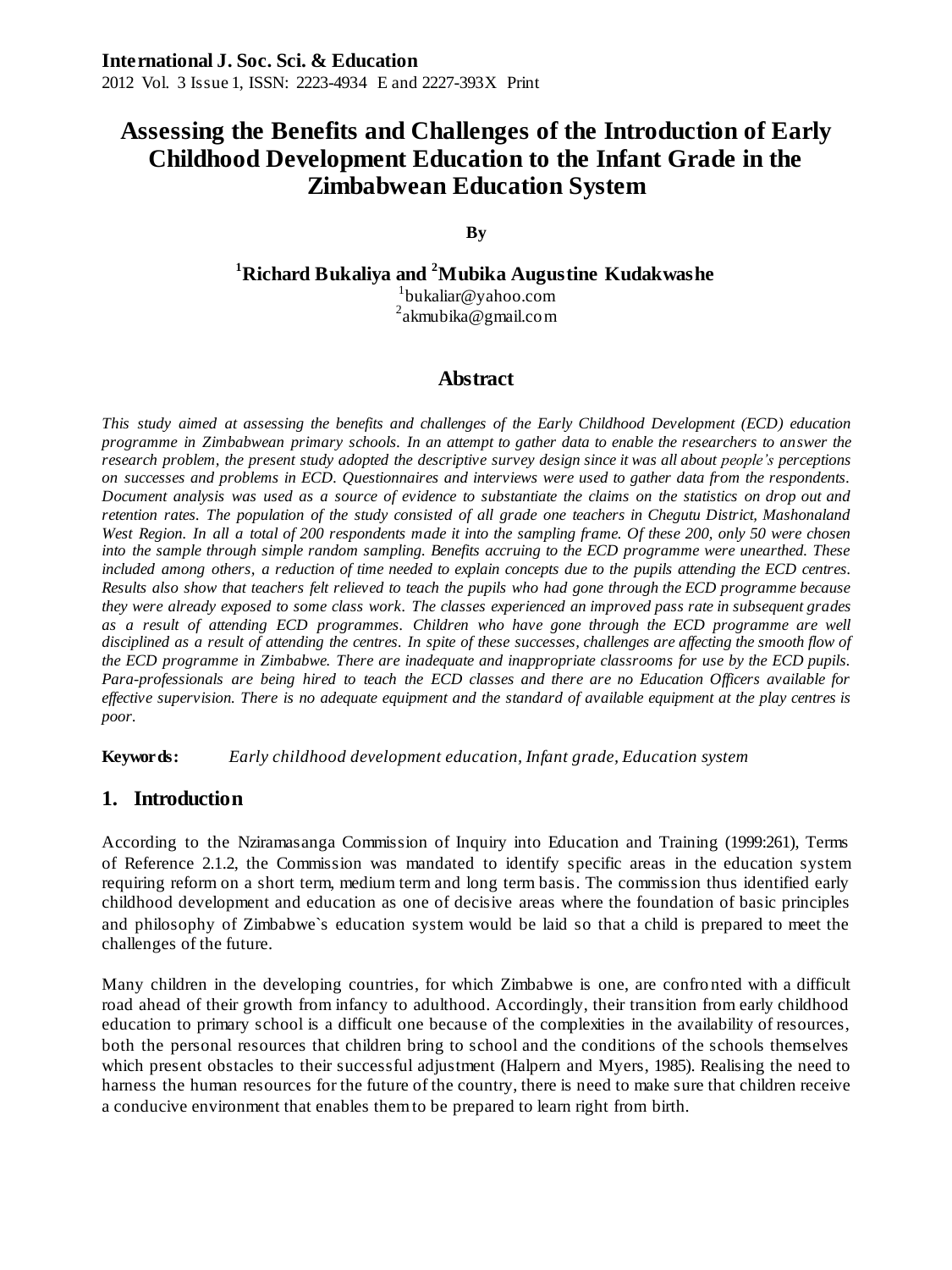**International J. Soc. Sci. & Education**
2012 Vol. 3 Issue 1, ISSN: 2223-4934 E and 2227-393X Print

# Assessing the Benefits and Challenges of the Introduction of Early Childhood Development Education to the Infant Grade in the Zimbabwean Education System

**By**

**[1]Richard Bukaliya and [2]Mubika Augustine Kudakwashe**

[1]bukaliar@yahoo.com
[2]akmubika@gmail.com

## Abstract

*This study aimed at assessing the benefits and challenges of the Early Childhood Development (ECD) education programme in Zimbabwean primary schools. In an attempt to gather data to enable the researchers to answer the research problem, the present study adopted the descriptive survey design since it was all about people's perceptions on successes and problems in ECD. Questionnaires and interviews were used to gather data from the respondents. Document analysis was used as a source of evidence to substantiate the claims on the statistics on drop out and retention rates. The population of the study consisted of all grade one teachers in Chegutu District, Mashonaland West Region. In all a total of 200 respondents made it into the sampling frame. Of these 200, only 50 were chosen into the sample through simple random sampling. Benefits accruing to the ECD programme were unearthed. These included among others, a reduction of time needed to explain concepts due to the pupils attending the ECD centres. Results also show that teachers felt relieved to teach the pupils who had gone through the ECD programme because they were already exposed to some class work. The classes experienced an improved pass rate in subsequent grades as a result of attending ECD programmes. Children who have gone through the ECD programme are well disciplined as a result of attending the centres. In spite of these successes, challenges are affecting the smooth flow of the ECD programme in Zimbabwe. There are inadequate and inappropriate classrooms for use by the ECD pupils. Para-professionals are being hired to teach the ECD classes and there are no Education Officers available for effective supervision. There is no adequate equipment and the standard of available equipment at the play centres is poor.*

**Keywords:** *Early childhood development education, Infant grade, Education system*

## 1. Introduction

According to the Nziramasanga Commission of Inquiry into Education and Training (1999:261), Terms of Reference 2.1.2, the Commission was mandated to identify specific areas in the education system requiring reform on a short term, medium term and long term basis. The commission thus identified early childhood development and education as one of decisive areas where the foundation of basic principles and philosophy of Zimbabwe`s education system would be laid so that a child is prepared to meet the challenges of the future.

Many children in the developing countries, for which Zimbabwe is one, are confronted with a difficult road ahead of their growth from infancy to adulthood. Accordingly, their transition from early childhood education to primary school is a difficult one because of the complexities in the availability of resources, both the personal resources that children bring to school and the conditions of the schools themselves which present obstacles to their successful adjustment (Halpern and Myers, 1985). Realising the need to harness the human resources for the future of the country, there is need to make sure that children receive a conducive environment that enables them to be prepared to learn right from birth.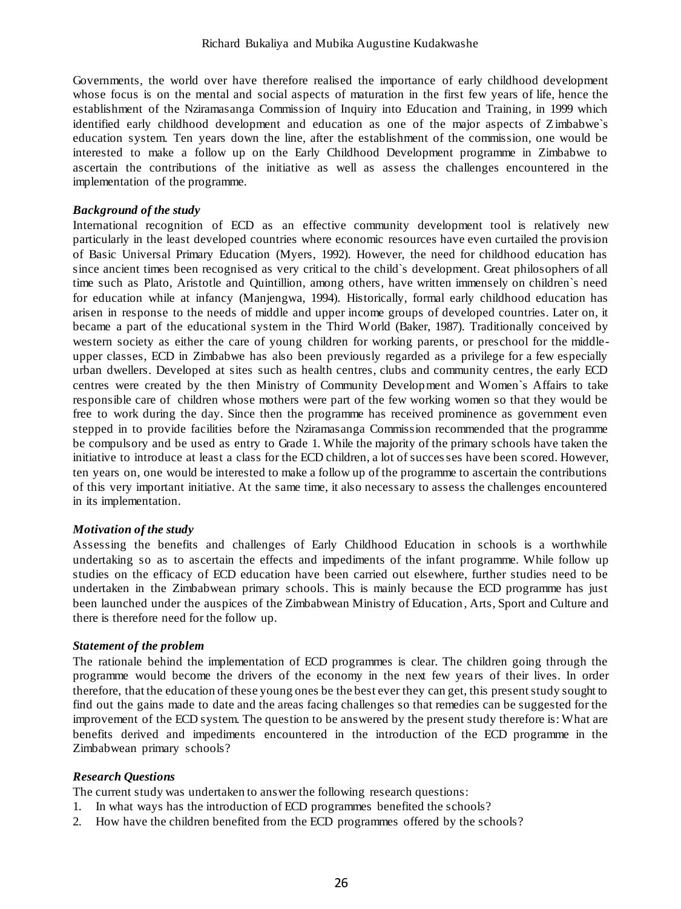Governments, the world over have therefore realised the importance of early childhood development whose focus is on the mental and social aspects of maturation in the first few years of life, hence the establishment of the Nziramasanga Commission of Inquiry into Education and Training, in 1999 which identified early childhood development and education as one of the major aspects of Zimbabwe`s education system. Ten years down the line, after the establishment of the commission, one would be interested to make a follow up on the Early Childhood Development programme in Zimbabwe to ascertain the contributions of the initiative as well as assess the challenges encountered in the implementation of the programme.

### *Background of the study*

International recognition of ECD as an effective community development tool is relatively new particularly in the least developed countries where economic resources have even curtailed the provision of Basic Universal Primary Education (Myers, 1992). However, the need for childhood education has since ancient times been recognised as very critical to the child`s development. Great philosophers of all time such as Plato, Aristotle and Quintillion, among others, have written immensely on children`s need for education while at infancy (Manjengwa, 1994). Historically, formal early childhood education has arisen in response to the needs of middle and upper income groups of developed countries. Later on, it became a part of the educational system in the Third World (Baker, 1987). Traditionally conceived by western society as either the care of young children for working parents, or preschool for the middle-upper classes, ECD in Zimbabwe has also been previously regarded as a privilege for a few especially urban dwellers. Developed at sites such as health centres, clubs and community centres, the early ECD centres were created by the then Ministry of Community Development and Women`s Affairs to take responsible care of children whose mothers were part of the few working women so that they would be free to work during the day. Since then the programme has received prominence as government even stepped in to provide facilities before the Nziramasanga Commission recommended that the programme be compulsory and be used as entry to Grade 1. While the majority of the primary schools have taken the initiative to introduce at least a class for the ECD children, a lot of successes have been scored. However, ten years on, one would be interested to make a follow up of the programme to ascertain the contributions of this very important initiative. At the same time, it also necessary to assess the challenges encountered in its implementation.

### *Motivation of the study*

Assessing the benefits and challenges of Early Childhood Education in schools is a worthwhile undertaking so as to ascertain the effects and impediments of the infant programme. While follow up studies on the efficacy of ECD education have been carried out elsewhere, further studies need to be undertaken in the Zimbabwean primary schools. This is mainly because the ECD programme has just been launched under the auspices of the Zimbabwean Ministry of Education, Arts, Sport and Culture and there is therefore need for the follow up.

### *Statement of the problem*

The rationale behind the implementation of ECD programmes is clear. The children going through the programme would become the drivers of the economy in the next few years of their lives. In order therefore, that the education of these young ones be the best ever they can get, this present study sought to find out the gains made to date and the areas facing challenges so that remedies can be suggested for the improvement of the ECD system. The question to be answered by the present study therefore is: What are benefits derived and impediments encountered in the introduction of the ECD programme in the Zimbabwean primary schools?

### *Research Questions*

The current study was undertaken to answer the following research questions:

1. In what ways has the introduction of ECD programmes benefited the schools?
2. How have the children benefited from the ECD programmes offered by the schools?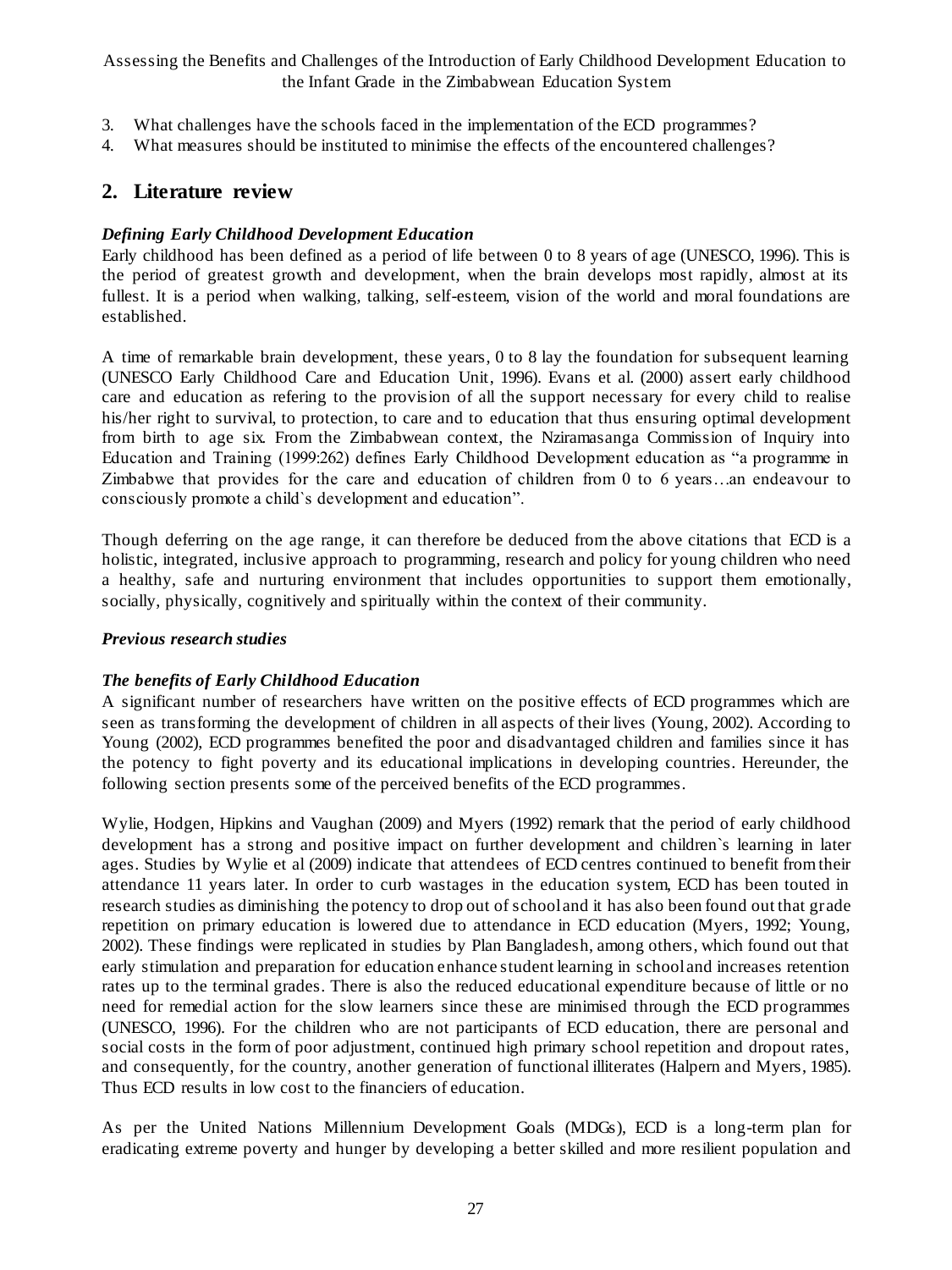3. What challenges have the schools faced in the implementation of the ECD programmes?
4. What measures should be instituted to minimise the effects of the encountered challenges?

## 2. Literature review

### *Defining Early Childhood Development Education*

Early childhood has been defined as a period of life between 0 to 8 years of age (UNESCO, 1996). This is the period of greatest growth and development, when the brain develops most rapidly, almost at its fullest. It is a period when walking, talking, self-esteem, vision of the world and moral foundations are established.

A time of remarkable brain development, these years, 0 to 8 lay the foundation for subsequent learning (UNESCO Early Childhood Care and Education Unit, 1996). Evans et al. (2000) assert early childhood care and education as refering to the provision of all the support necessary for every child to realise his/her right to survival, to protection, to care and to education that thus ensuring optimal development from birth to age six. From the Zimbabwean context, the Nziramasanga Commission of Inquiry into Education and Training (1999:262) defines Early Childhood Development education as "a programme in Zimbabwe that provides for the care and education of children from 0 to 6 years…an endeavour to consciously promote a child`s development and education".

Though deferring on the age range, it can therefore be deduced from the above citations that ECD is a holistic, integrated, inclusive approach to programming, research and policy for young children who need a healthy, safe and nurturing environment that includes opportunities to support them emotionally, socially, physically, cognitively and spiritually within the context of their community.

### *Previous research studies*

### *The benefits of Early Childhood Education*

A significant number of researchers have written on the positive effects of ECD programmes which are seen as transforming the development of children in all aspects of their lives (Young, 2002). According to Young (2002), ECD programmes benefited the poor and disadvantaged children and families since it has the potency to fight poverty and its educational implications in developing countries. Hereunder, the following section presents some of the perceived benefits of the ECD programmes.

Wylie, Hodgen, Hipkins and Vaughan (2009) and Myers (1992) remark that the period of early childhood development has a strong and positive impact on further development and children`s learning in later ages. Studies by Wylie et al (2009) indicate that attendees of ECD centres continued to benefit from their attendance 11 years later. In order to curb wastages in the education system, ECD has been touted in research studies as diminishing the potency to drop out of school and it has also been found out that grade repetition on primary education is lowered due to attendance in ECD education (Myers, 1992; Young, 2002). These findings were replicated in studies by Plan Bangladesh, among others, which found out that early stimulation and preparation for education enhance student learning in school and increases retention rates up to the terminal grades. There is also the reduced educational expenditure because of little or no need for remedial action for the slow learners since these are minimised through the ECD programmes (UNESCO, 1996). For the children who are not participants of ECD education, there are personal and social costs in the form of poor adjustment, continued high primary school repetition and dropout rates, and consequently, for the country, another generation of functional illiterates (Halpern and Myers, 1985). Thus ECD results in low cost to the financiers of education.

As per the United Nations Millennium Development Goals (MDGs), ECD is a long-term plan for eradicating extreme poverty and hunger by developing a better skilled and more resilient population and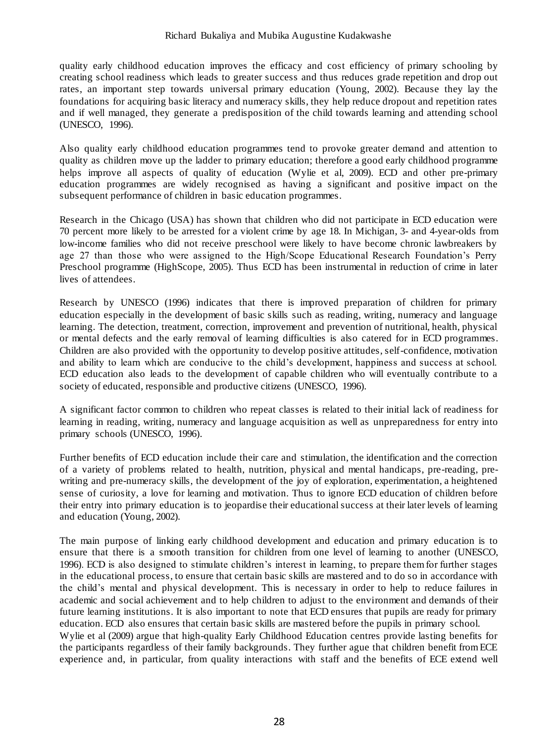quality early childhood education improves the efficacy and cost efficiency of primary schooling by creating school readiness which leads to greater success and thus reduces grade repetition and drop out rates, an important step towards universal primary education (Young, 2002). Because they lay the foundations for acquiring basic literacy and numeracy skills, they help reduce dropout and repetition rates and if well managed, they generate a predisposition of the child towards learning and attending school (UNESCO, 1996).

Also quality early childhood education programmes tend to provoke greater demand and attention to quality as children move up the ladder to primary education; therefore a good early childhood programme helps improve all aspects of quality of education (Wylie et al, 2009). ECD and other pre-primary education programmes are widely recognised as having a significant and positive impact on the subsequent performance of children in basic education programmes.

Research in the Chicago (USA) has shown that children who did not participate in ECD education were 70 percent more likely to be arrested for a violent crime by age 18. In Michigan, 3- and 4-year-olds from low-income families who did not receive preschool were likely to have become chronic lawbreakers by age 27 than those who were assigned to the High/Scope Educational Research Foundation's Perry Preschool programme (HighScope, 2005). Thus ECD has been instrumental in reduction of crime in later lives of attendees.

Research by UNESCO (1996) indicates that there is improved preparation of children for primary education especially in the development of basic skills such as reading, writing, numeracy and language learning. The detection, treatment, correction, improvement and prevention of nutritional, health, physical or mental defects and the early removal of learning difficulties is also catered for in ECD programmes. Children are also provided with the opportunity to develop positive attitudes, self-confidence, motivation and ability to learn which are conducive to the child's development, happiness and success at school. ECD education also leads to the development of capable children who will eventually contribute to a society of educated, responsible and productive citizens (UNESCO, 1996).

A significant factor common to children who repeat classes is related to their initial lack of readiness for learning in reading, writing, numeracy and language acquisition as well as unpreparedness for entry into primary schools (UNESCO, 1996).

Further benefits of ECD education include their care and stimulation, the identification and the correction of a variety of problems related to health, nutrition, physical and mental handicaps, pre-reading, pre-writing and pre-numeracy skills, the development of the joy of exploration, experimentation, a heightened sense of curiosity, a love for learning and motivation. Thus to ignore ECD education of children before their entry into primary education is to jeopardise their educational success at their later levels of learning and education (Young, 2002).

The main purpose of linking early childhood development and education and primary education is to ensure that there is a smooth transition for children from one level of learning to another (UNESCO, 1996). ECD is also designed to stimulate children's interest in learning, to prepare them for further stages in the educational process, to ensure that certain basic skills are mastered and to do so in accordance with the child's mental and physical development. This is necessary in order to help to reduce failures in academic and social achievement and to help children to adjust to the environment and demands of their future learning institutions. It is also important to note that ECD ensures that pupils are ready for primary education. ECD also ensures that certain basic skills are mastered before the pupils in primary school.
Wylie et al (2009) argue that high-quality Early Childhood Education centres provide lasting benefits for the participants regardless of their family backgrounds. They further ague that children benefit from ECE experience and, in particular, from quality interactions with staff and the benefits of ECE extend well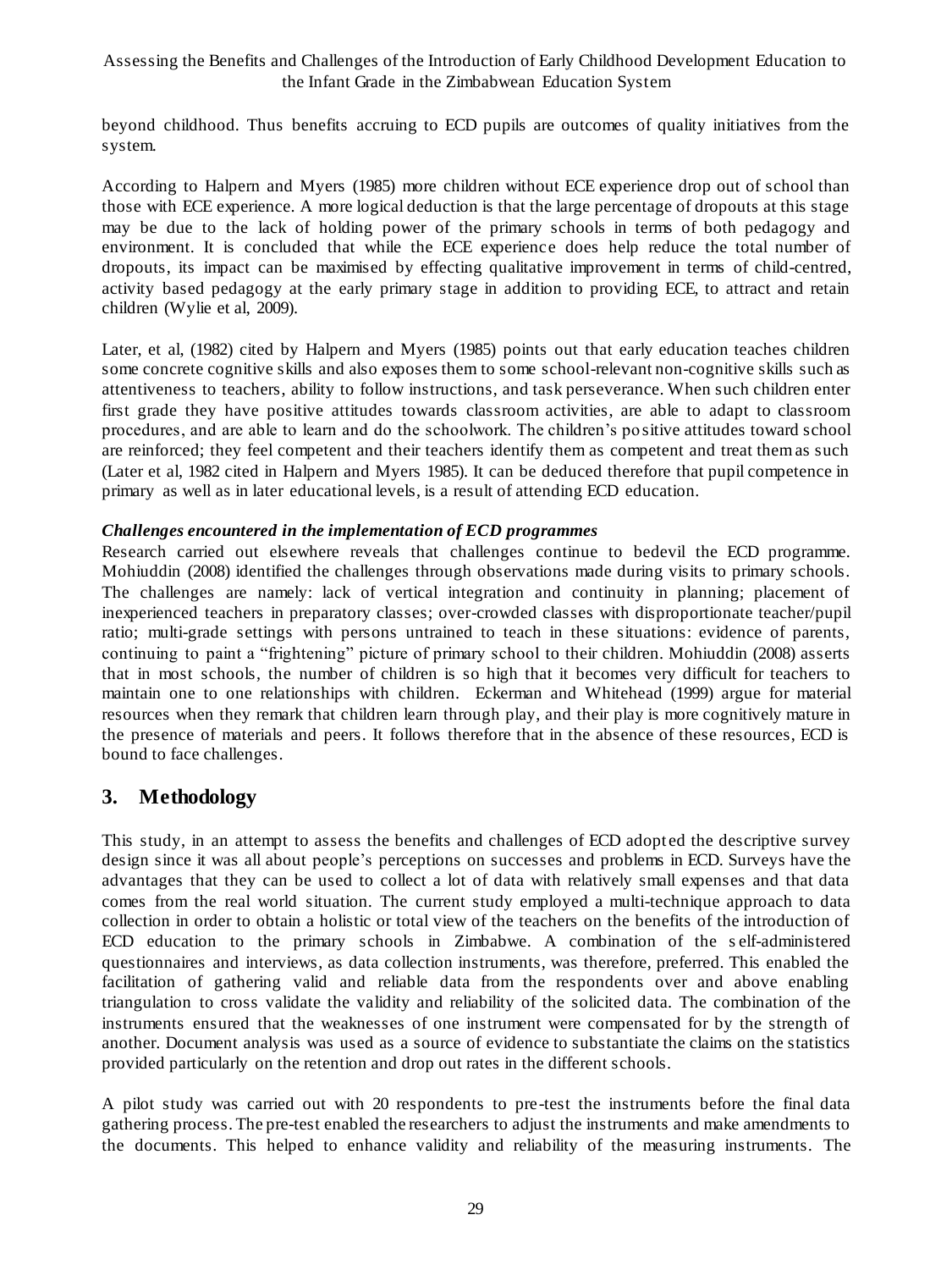beyond childhood. Thus benefits accruing to ECD pupils are outcomes of quality initiatives from the system.

According to Halpern and Myers (1985) more children without ECE experience drop out of school than those with ECE experience. A more logical deduction is that the large percentage of dropouts at this stage may be due to the lack of holding power of the primary schools in terms of both pedagogy and environment. It is concluded that while the ECE experience does help reduce the total number of dropouts, its impact can be maximised by effecting qualitative improvement in terms of child-centred, activity based pedagogy at the early primary stage in addition to providing ECE, to attract and retain children (Wylie et al, 2009).

Later, et al, (1982) cited by Halpern and Myers (1985) points out that early education teaches children some concrete cognitive skills and also exposes them to some school-relevant non-cognitive skills such as attentiveness to teachers, ability to follow instructions, and task perseverance. When such children enter first grade they have positive attitudes towards classroom activities, are able to adapt to classroom procedures, and are able to learn and do the schoolwork. The children's positive attitudes toward school are reinforced; they feel competent and their teachers identify them as competent and treat them as such (Later et al, 1982 cited in Halpern and Myers 1985). It can be deduced therefore that pupil competence in primary as well as in later educational levels, is a result of attending ECD education.

***Challenges encountered in the implementation of ECD programmes***

Research carried out elsewhere reveals that challenges continue to bedevil the ECD programme. Mohiuddin (2008) identified the challenges through observations made during visits to primary schools. The challenges are namely: lack of vertical integration and continuity in planning; placement of inexperienced teachers in preparatory classes; over-crowded classes with disproportionate teacher/pupil ratio; multi-grade settings with persons untrained to teach in these situations: evidence of parents, continuing to paint a "frightening" picture of primary school to their children. Mohiuddin (2008) asserts that in most schools, the number of children is so high that it becomes very difficult for teachers to maintain one to one relationships with children. Eckerman and Whitehead (1999) argue for material resources when they remark that children learn through play, and their play is more cognitively mature in the presence of materials and peers. It follows therefore that in the absence of these resources, ECD is bound to face challenges.

## 3. Methodology

This study, in an attempt to assess the benefits and challenges of ECD adopted the descriptive survey design since it was all about people's perceptions on successes and problems in ECD. Surveys have the advantages that they can be used to collect a lot of data with relatively small expenses and that data comes from the real world situation. The current study employed a multi-technique approach to data collection in order to obtain a holistic or total view of the teachers on the benefits of the introduction of ECD education to the primary schools in Zimbabwe. A combination of the self-administered questionnaires and interviews, as data collection instruments, was therefore, preferred. This enabled the facilitation of gathering valid and reliable data from the respondents over and above enabling triangulation to cross validate the validity and reliability of the solicited data. The combination of the instruments ensured that the weaknesses of one instrument were compensated for by the strength of another. Document analysis was used as a source of evidence to substantiate the claims on the statistics provided particularly on the retention and drop out rates in the different schools.

A pilot study was carried out with 20 respondents to pre-test the instruments before the final data gathering process. The pre-test enabled the researchers to adjust the instruments and make amendments to the documents. This helped to enhance validity and reliability of the measuring instruments. The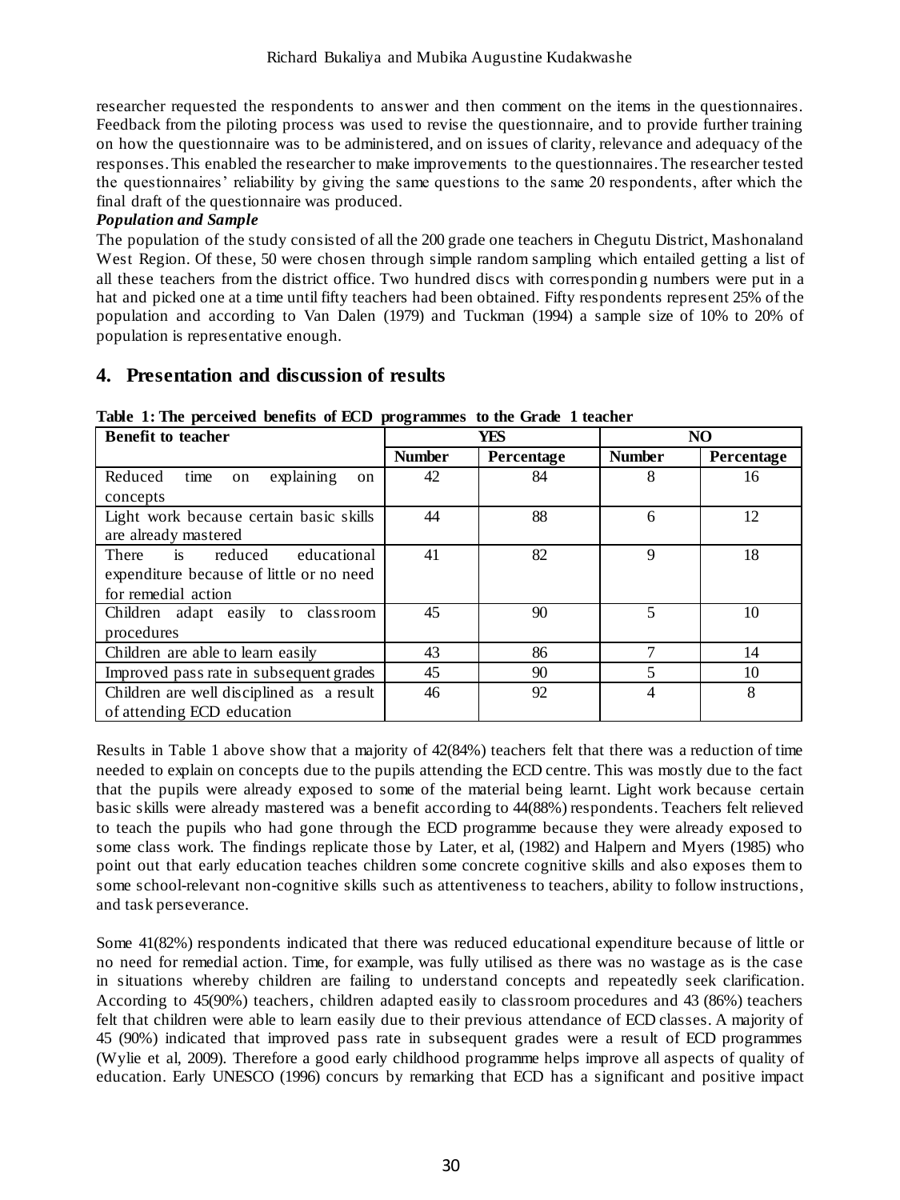researcher requested the respondents to answer and then comment on the items in the questionnaires. Feedback from the piloting process was used to revise the questionnaire, and to provide further training on how the questionnaire was to be administered, and on issues of clarity, relevance and adequacy of the responses. This enabled the researcher to make improvements to the questionnaires. The researcher tested the questionnaires' reliability by giving the same questions to the same 20 respondents, after which the final draft of the questionnaire was produced.

***Population and Sample***

The population of the study consisted of all the 200 grade one teachers in Chegutu District, Mashonaland West Region. Of these, 50 were chosen through simple random sampling which entailed getting a list of all these teachers from the district office. Two hundred discs with correspondin g numbers were put in a hat and picked one at a time until fifty teachers had been obtained. Fifty respondents represent 25% of the population and according to Van Dalen (1979) and Tuckman (1994) a sample size of 10% to 20% of population is representative enough.

## 4. Presentation and discussion of results

**Table 1: The perceived benefits of ECD programmes to the Grade 1 teacher**

| Benefit to teacher | YES | | NO | |
|---|---|---|---|---|
| | Number | Percentage | Number | Percentage |
| Reduced time on explaining on concepts | 42 | 84 | 8 | 16 |
| Light work because certain basic skills are already mastered | 44 | 88 | 6 | 12 |
| There is reduced educational expenditure because of little or no need for remedial action | 41 | 82 | 9 | 18 |
| Children adapt easily to classroom procedures | 45 | 90 | 5 | 10 |
| Children are able to learn easily | 43 | 86 | 7 | 14 |
| Improved pass rate in subsequent grades | 45 | 90 | 5 | 10 |
| Children are well disciplined as a result of attending ECD education | 46 | 92 | 4 | 8 |

Results in Table 1 above show that a majority of 42(84%) teachers felt that there was a reduction of time needed to explain on concepts due to the pupils attending the ECD centre. This was mostly due to the fact that the pupils were already exposed to some of the material being learnt. Light work because certain basic skills were already mastered was a benefit according to 44(88%) respondents. Teachers felt relieved to teach the pupils who had gone through the ECD programme because they were already exposed to some class work. The findings replicate those by Later, et al, (1982) and Halpern and Myers (1985) who point out that early education teaches children some concrete cognitive skills and also exposes them to some school-relevant non-cognitive skills such as attentiveness to teachers, ability to follow instructions, and task perseverance.

Some 41(82%) respondents indicated that there was reduced educational expenditure because of little or no need for remedial action. Time, for example, was fully utilised as there was no wastage as is the case in situations whereby children are failing to understand concepts and repeatedly seek clarification. According to 45(90%) teachers, children adapted easily to classroom procedures and 43 (86%) teachers felt that children were able to learn easily due to their previous attendance of ECD classes. A majority of 45 (90%) indicated that improved pass rate in subsequent grades were a result of ECD programmes (Wylie et al, 2009). Therefore a good early childhood programme helps improve all aspects of quality of education. Early UNESCO (1996) concurs by remarking that ECD has a significant and positive impact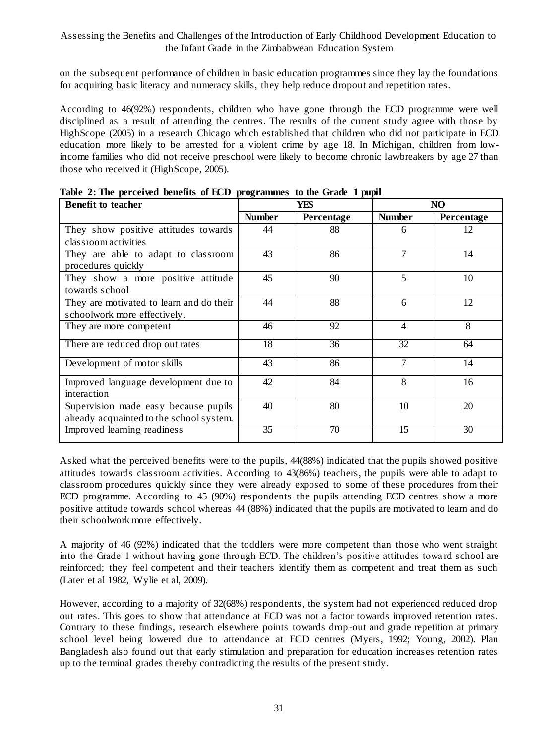on the subsequent performance of children in basic education programmes since they lay the foundations for acquiring basic literacy and numeracy skills, they help reduce dropout and repetition rates.

According to 46(92%) respondents, children who have gone through the ECD programme were well disciplined as a result of attending the centres. The results of the current study agree with those by HighScope (2005) in a research Chicago which established that children who did not participate in ECD education more likely to be arrested for a violent crime by age 18. In Michigan, children from low-income families who did not receive preschool were likely to become chronic lawbreakers by age 27 than those who received it (HighScope, 2005).

**Table 2: The perceived benefits of ECD programmes to the Grade 1 pupil**

| Benefit to teacher | YES | | NO | |
|---|---|---|---|---|
| | Number | Percentage | Number | Percentage |
| They show positive attitudes towards classroom activities | 44 | 88 | 6 | 12 |
| They are able to adapt to classroom procedures quickly | 43 | 86 | 7 | 14 |
| They show a more positive attitude towards school | 45 | 90 | 5 | 10 |
| They are motivated to learn and do their schoolwork more effectively. | 44 | 88 | 6 | 12 |
| They are more competent | 46 | 92 | 4 | 8 |
| There are reduced drop out rates | 18 | 36 | 32 | 64 |
| Development of motor skills | 43 | 86 | 7 | 14 |
| Improved language development due to interaction | 42 | 84 | 8 | 16 |
| Supervision made easy because pupils already acquainted to the school system. | 40 | 80 | 10 | 20 |
| Improved learning readiness | 35 | 70 | 15 | 30 |

Asked what the perceived benefits were to the pupils, 44(88%) indicated that the pupils showed positive attitudes towards classroom activities. According to 43(86%) teachers, the pupils were able to adapt to classroom procedures quickly since they were already exposed to some of these procedures from their ECD programme. According to 45 (90%) respondents the pupils attending ECD centres show a more positive attitude towards school whereas 44 (88%) indicated that the pupils are motivated to learn and do their schoolwork more effectively.

A majority of 46 (92%) indicated that the toddlers were more competent than those who went straight into the Grade 1 without having gone through ECD. The children's positive attitudes toward school are reinforced; they feel competent and their teachers identify them as competent and treat them as such (Later et al 1982, Wylie et al, 2009).

However, according to a majority of 32(68%) respondents, the system had not experienced reduced drop out rates. This goes to show that attendance at ECD was not a factor towards improved retention rates. Contrary to these findings, research elsewhere points towards drop-out and grade repetition at primary school level being lowered due to attendance at ECD centres (Myers, 1992; Young, 2002). Plan Bangladesh also found out that early stimulation and preparation for education increases retention rates up to the terminal grades thereby contradicting the results of the present study.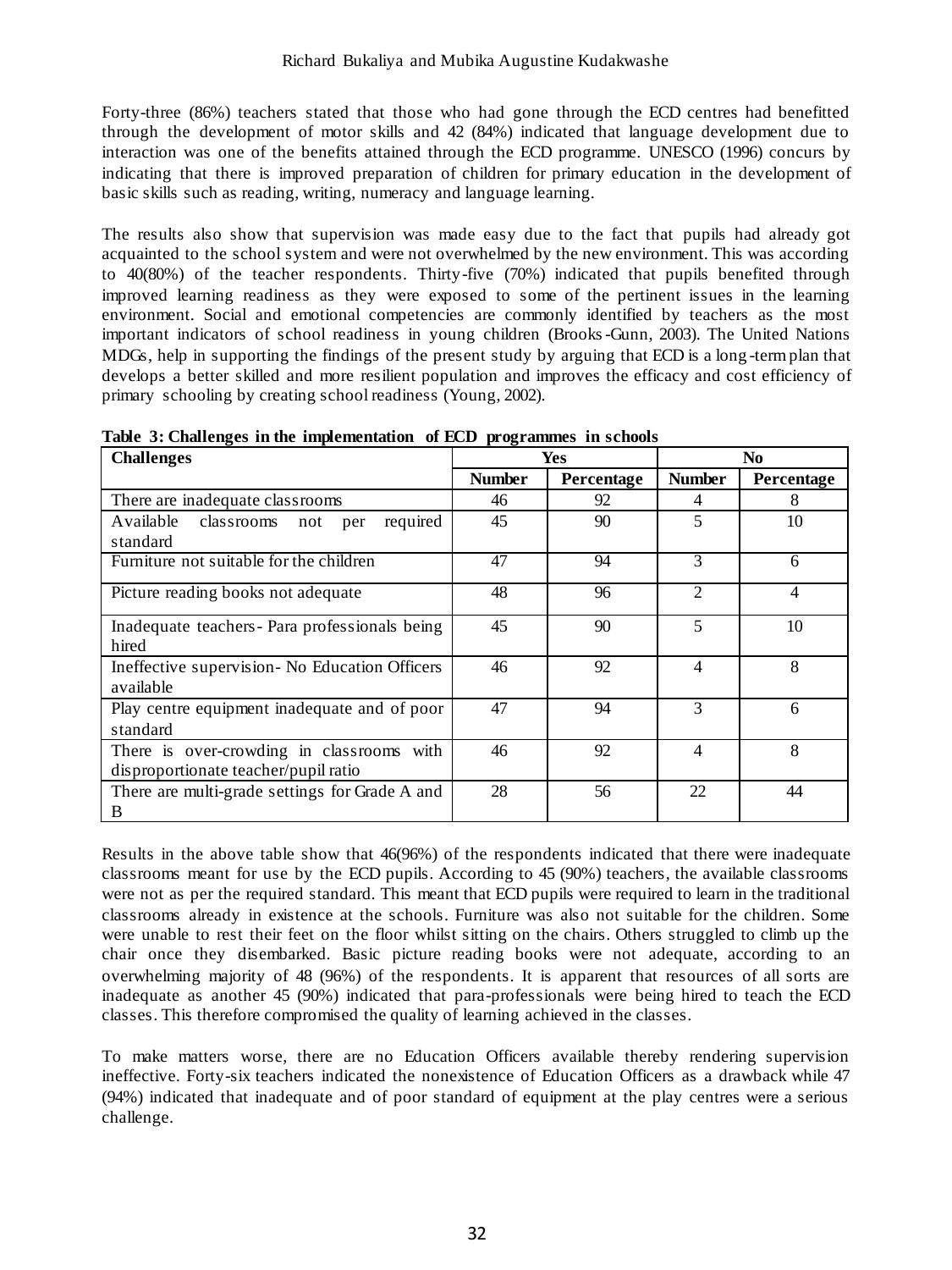Forty-three (86%) teachers stated that those who had gone through the ECD centres had benefitted through the development of motor skills and 42 (84%) indicated that language development due to interaction was one of the benefits attained through the ECD programme. UNESCO (1996) concurs by indicating that there is improved preparation of children for primary education in the development of basic skills such as reading, writing, numeracy and language learning.

The results also show that supervision was made easy due to the fact that pupils had already got acquainted to the school system and were not overwhelmed by the new environment. This was according to 40(80%) of the teacher respondents. Thirty-five (70%) indicated that pupils benefited through improved learning readiness as they were exposed to some of the pertinent issues in the learning environment. Social and emotional competencies are commonly identified by teachers as the most important indicators of school readiness in young children (Brooks-Gunn, 2003). The United Nations MDGs, help in supporting the findings of the present study by arguing that ECD is a long-term plan that develops a better skilled and more resilient population and improves the efficacy and cost efficiency of primary schooling by creating school readiness (Young, 2002).

**Table 3: Challenges in the implementation of ECD programmes in schools**

| Challenges | Yes | | No | |
|---|---|---|---|---|
| | Number | Percentage | Number | Percentage |
| There are inadequate classrooms | 46 | 92 | 4 | 8 |
| Available classrooms not per required standard | 45 | 90 | 5 | 10 |
| Furniture not suitable for the children | 47 | 94 | 3 | 6 |
| Picture reading books not adequate | 48 | 96 | 2 | 4 |
| Inadequate teachers- Para professionals being hired | 45 | 90 | 5 | 10 |
| Ineffective supervision- No Education Officers available | 46 | 92 | 4 | 8 |
| Play centre equipment inadequate and of poor standard | 47 | 94 | 3 | 6 |
| There is over-crowding in classrooms with disproportionate teacher/pupil ratio | 46 | 92 | 4 | 8 |
| There are multi-grade settings for Grade A and B | 28 | 56 | 22 | 44 |

Results in the above table show that 46(96%) of the respondents indicated that there were inadequate classrooms meant for use by the ECD pupils. According to 45 (90%) teachers, the available classrooms were not as per the required standard. This meant that ECD pupils were required to learn in the traditional classrooms already in existence at the schools. Furniture was also not suitable for the children. Some were unable to rest their feet on the floor whilst sitting on the chairs. Others struggled to climb up the chair once they disembarked. Basic picture reading books were not adequate, according to an overwhelming majority of 48 (96%) of the respondents. It is apparent that resources of all sorts are inadequate as another 45 (90%) indicated that para-professionals were being hired to teach the ECD classes. This therefore compromised the quality of learning achieved in the classes.

To make matters worse, there are no Education Officers available thereby rendering supervision ineffective. Forty-six teachers indicated the nonexistence of Education Officers as a drawback while 47 (94%) indicated that inadequate and of poor standard of equipment at the play centres were a serious challenge.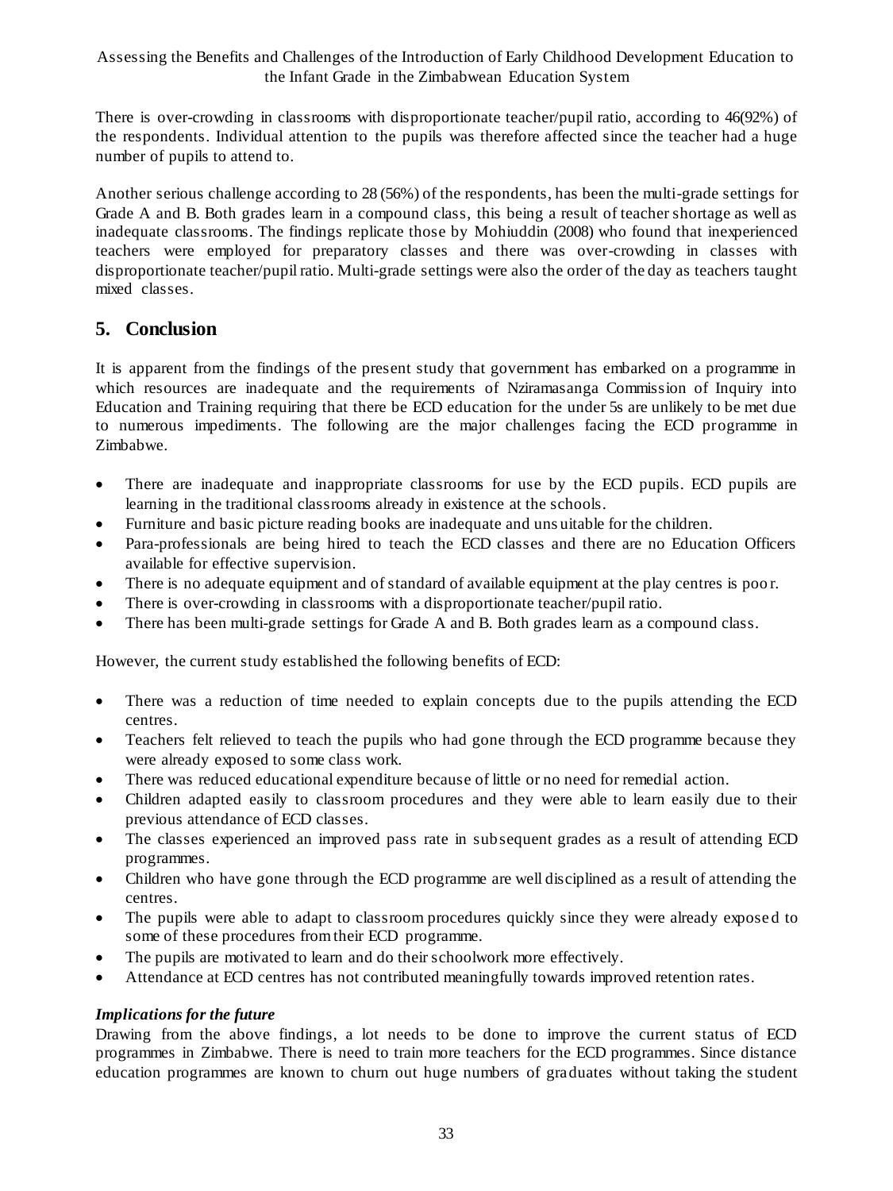There is over-crowding in classrooms with disproportionate teacher/pupil ratio, according to 46(92%) of the respondents. Individual attention to the pupils was therefore affected since the teacher had a huge number of pupils to attend to.

Another serious challenge according to 28 (56%) of the respondents, has been the multi-grade settings for Grade A and B. Both grades learn in a compound class, this being a result of teacher shortage as well as inadequate classrooms. The findings replicate those by Mohiuddin (2008) who found that inexperienced teachers were employed for preparatory classes and there was over-crowding in classes with disproportionate teacher/pupil ratio. Multi-grade settings were also the order of the day as teachers taught mixed classes.

## 5. Conclusion

It is apparent from the findings of the present study that government has embarked on a programme in which resources are inadequate and the requirements of Nziramasanga Commission of Inquiry into Education and Training requiring that there be ECD education for the under 5s are unlikely to be met due to numerous impediments. The following are the major challenges facing the ECD programme in Zimbabwe.

- There are inadequate and inappropriate classrooms for use by the ECD pupils. ECD pupils are learning in the traditional classrooms already in existence at the schools.
- Furniture and basic picture reading books are inadequate and unsuitable for the children.
- Para-professionals are being hired to teach the ECD classes and there are no Education Officers available for effective supervision.
- There is no adequate equipment and of standard of available equipment at the play centres is poor.
- There is over-crowding in classrooms with a disproportionate teacher/pupil ratio.
- There has been multi-grade settings for Grade A and B. Both grades learn as a compound class.

However, the current study established the following benefits of ECD:

- There was a reduction of time needed to explain concepts due to the pupils attending the ECD centres.
- Teachers felt relieved to teach the pupils who had gone through the ECD programme because they were already exposed to some class work.
- There was reduced educational expenditure because of little or no need for remedial action.
- Children adapted easily to classroom procedures and they were able to learn easily due to their previous attendance of ECD classes.
- The classes experienced an improved pass rate in subsequent grades as a result of attending ECD programmes.
- Children who have gone through the ECD programme are well disciplined as a result of attending the centres.
- The pupils were able to adapt to classroom procedures quickly since they were already exposed to some of these procedures from their ECD programme.
- The pupils are motivated to learn and do their schoolwork more effectively.
- Attendance at ECD centres has not contributed meaningfully towards improved retention rates.

***Implications for the future***

Drawing from the above findings, a lot needs to be done to improve the current status of ECD programmes in Zimbabwe. There is need to train more teachers for the ECD programmes. Since distance education programmes are known to churn out huge numbers of graduates without taking the student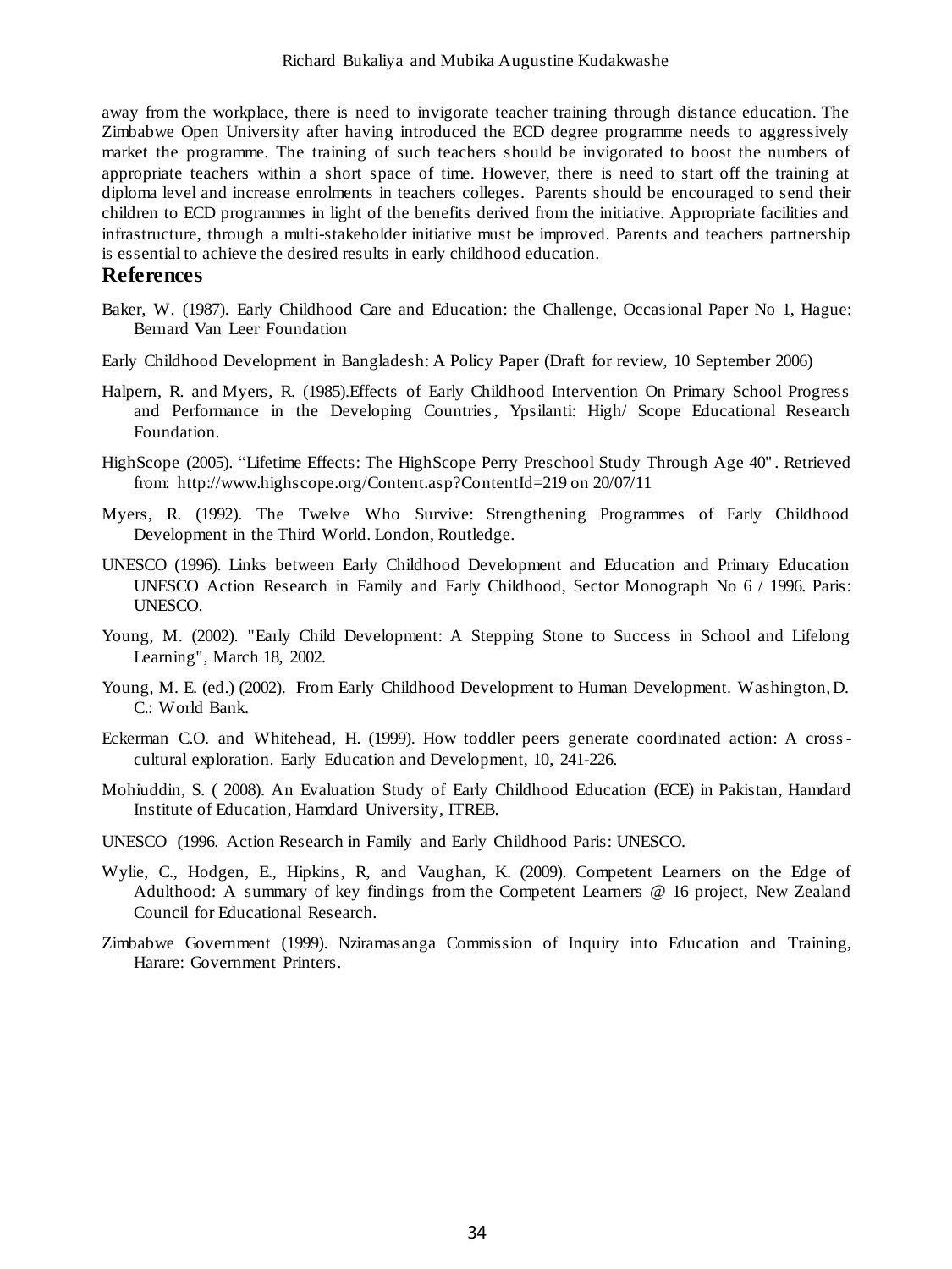away from the workplace, there is need to invigorate teacher training through distance education. The Zimbabwe Open University after having introduced the ECD degree programme needs to aggressively market the programme. The training of such teachers should be invigorated to boost the numbers of appropriate teachers within a short space of time. However, there is need to start off the training at diploma level and increase enrolments in teachers colleges. Parents should be encouraged to send their children to ECD programmes in light of the benefits derived from the initiative. Appropriate facilities and infrastructure, through a multi-stakeholder initiative must be improved. Parents and teachers partnership is essential to achieve the desired results in early childhood education.

## References

Baker, W. (1987). Early Childhood Care and Education: the Challenge, Occasional Paper No 1, Hague: Bernard Van Leer Foundation

Early Childhood Development in Bangladesh: A Policy Paper (Draft for review, 10 September 2006)

Halpern, R. and Myers, R. (1985).Effects of Early Childhood Intervention On Primary School Progress and Performance in the Developing Countries, Ypsilanti: High/ Scope Educational Research Foundation.

HighScope (2005). "Lifetime Effects: The HighScope Perry Preschool Study Through Age 40". Retrieved from: http://www.highscope.org/Content.asp?ContentId=219 on 20/07/11

Myers, R. (1992). The Twelve Who Survive: Strengthening Programmes of Early Childhood Development in the Third World. London, Routledge.

UNESCO (1996). Links between Early Childhood Development and Education and Primary Education UNESCO Action Research in Family and Early Childhood, Sector Monograph No 6 / 1996. Paris: UNESCO.

Young, M. (2002). "Early Child Development: A Stepping Stone to Success in School and Lifelong Learning", March 18, 2002.

Young, M. E. (ed.) (2002). From Early Childhood Development to Human Development. Washington, D. C.: World Bank.

Eckerman C.O. and Whitehead, H. (1999). How toddler peers generate coordinated action: A cross-cultural exploration. Early Education and Development, 10, 241-226.

Mohiuddin, S. ( 2008). An Evaluation Study of Early Childhood Education (ECE) in Pakistan, Hamdard Institute of Education, Hamdard University, ITREB.

UNESCO (1996. Action Research in Family and Early Childhood Paris: UNESCO.

Wylie, C., Hodgen, E., Hipkins, R, and Vaughan, K. (2009). Competent Learners on the Edge of Adulthood: A summary of key findings from the Competent Learners @ 16 project, New Zealand Council for Educational Research.

Zimbabwe Government (1999). Nziramasanga Commission of Inquiry into Education and Training, Harare: Government Printers.